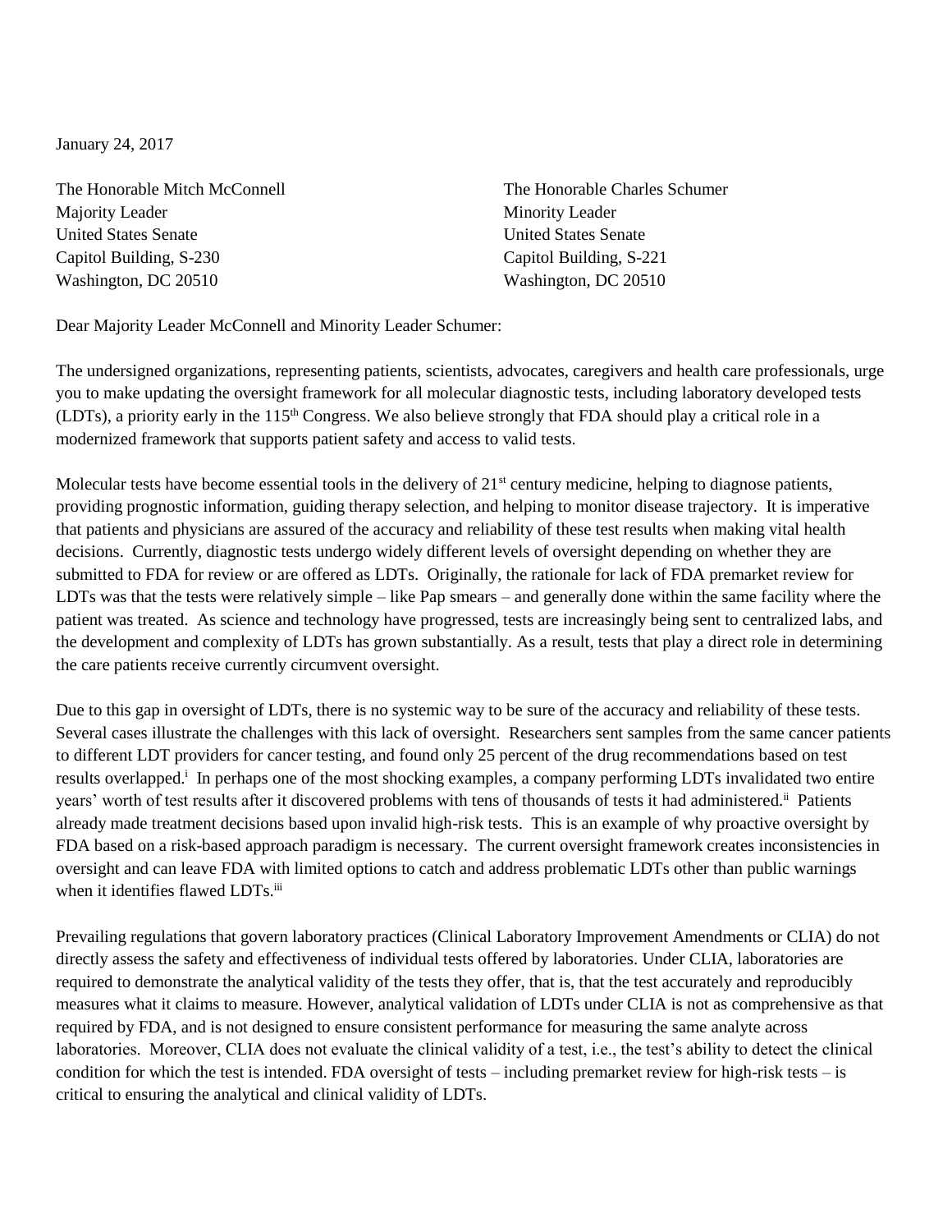January 24, 2017

The Honorable Mitch McConnell
Majority Leader
United States Senate
Capitol Building, S-230
Washington, DC 20510

The Honorable Charles Schumer
Minority Leader
United States Senate
Capitol Building, S-221
Washington, DC 20510

Dear Majority Leader McConnell and Minority Leader Schumer:

The undersigned organizations, representing patients, scientists, advocates, caregivers and health care professionals, urge you to make updating the oversight framework for all molecular diagnostic tests, including laboratory developed tests (LDTs), a priority early in the 115th Congress. We also believe strongly that FDA should play a critical role in a modernized framework that supports patient safety and access to valid tests.

Molecular tests have become essential tools in the delivery of 21st century medicine, helping to diagnose patients, providing prognostic information, guiding therapy selection, and helping to monitor disease trajectory. It is imperative that patients and physicians are assured of the accuracy and reliability of these test results when making vital health decisions. Currently, diagnostic tests undergo widely different levels of oversight depending on whether they are submitted to FDA for review or are offered as LDTs. Originally, the rationale for lack of FDA premarket review for LDTs was that the tests were relatively simple – like Pap smears – and generally done within the same facility where the patient was treated. As science and technology have progressed, tests are increasingly being sent to centralized labs, and the development and complexity of LDTs has grown substantially. As a result, tests that play a direct role in determining the care patients receive currently circumvent oversight.

Due to this gap in oversight of LDTs, there is no systemic way to be sure of the accuracy and reliability of these tests. Several cases illustrate the challenges with this lack of oversight. Researchers sent samples from the same cancer patients to different LDT providers for cancer testing, and found only 25 percent of the drug recommendations based on test results overlapped.[i] In perhaps one of the most shocking examples, a company performing LDTs invalidated two entire years' worth of test results after it discovered problems with tens of thousands of tests it had administered.[ii] Patients already made treatment decisions based upon invalid high-risk tests. This is an example of why proactive oversight by FDA based on a risk-based approach paradigm is necessary. The current oversight framework creates inconsistencies in oversight and can leave FDA with limited options to catch and address problematic LDTs other than public warnings when it identifies flawed LDTs.[iii]

Prevailing regulations that govern laboratory practices (Clinical Laboratory Improvement Amendments or CLIA) do not directly assess the safety and effectiveness of individual tests offered by laboratories. Under CLIA, laboratories are required to demonstrate the analytical validity of the tests they offer, that is, that the test accurately and reproducibly measures what it claims to measure. However, analytical validation of LDTs under CLIA is not as comprehensive as that required by FDA, and is not designed to ensure consistent performance for measuring the same analyte across laboratories. Moreover, CLIA does not evaluate the clinical validity of a test, i.e., the test's ability to detect the clinical condition for which the test is intended. FDA oversight of tests – including premarket review for high-risk tests – is critical to ensuring the analytical and clinical validity of LDTs.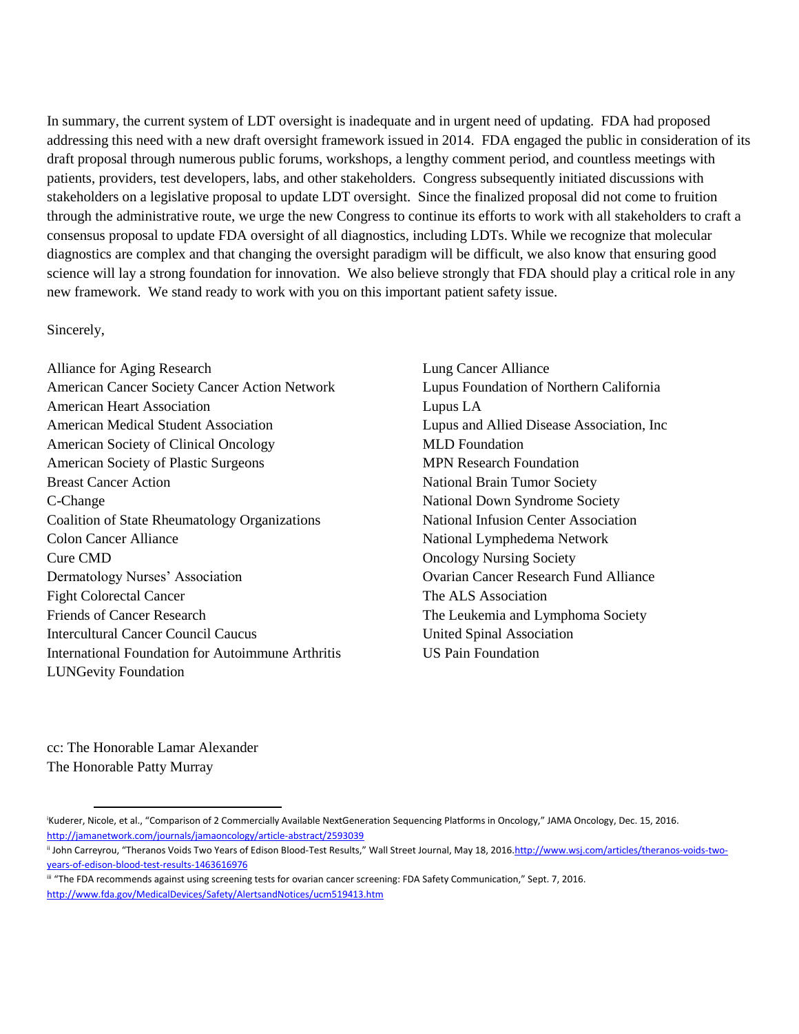In summary, the current system of LDT oversight is inadequate and in urgent need of updating. FDA had proposed addressing this need with a new draft oversight framework issued in 2014. FDA engaged the public in consideration of its draft proposal through numerous public forums, workshops, a lengthy comment period, and countless meetings with patients, providers, test developers, labs, and other stakeholders. Congress subsequently initiated discussions with stakeholders on a legislative proposal to update LDT oversight. Since the finalized proposal did not come to fruition through the administrative route, we urge the new Congress to continue its efforts to work with all stakeholders to craft a consensus proposal to update FDA oversight of all diagnostics, including LDTs. While we recognize that molecular diagnostics are complex and that changing the oversight paradigm will be difficult, we also know that ensuring good science will lay a strong foundation for innovation. We also believe strongly that FDA should play a critical role in any new framework. We stand ready to work with you on this important patient safety issue.

Sincerely,

Alliance for Aging Research
American Cancer Society Cancer Action Network
American Heart Association
American Medical Student Association
American Society of Clinical Oncology
American Society of Plastic Surgeons
Breast Cancer Action
C-Change
Coalition of State Rheumatology Organizations
Colon Cancer Alliance
Cure CMD
Dermatology Nurses' Association
Fight Colorectal Cancer
Friends of Cancer Research
Intercultural Cancer Council Caucus
International Foundation for Autoimmune Arthritis
LUNGevity Foundation
Lung Cancer Alliance
Lupus Foundation of Northern California
Lupus LA
Lupus and Allied Disease Association, Inc
MLD Foundation
MPN Research Foundation
National Brain Tumor Society
National Down Syndrome Society
National Infusion Center Association
National Lymphedema Network
Oncology Nursing Society
Ovarian Cancer Research Fund Alliance
The ALS Association
The Leukemia and Lymphoma Society
United Spinal Association
US Pain Foundation

cc: The Honorable Lamar Alexander
The Honorable Patty Murray

---

[i] Kuderer, Nicole, et al., "Comparison of 2 Commercially Available NextGeneration Sequencing Platforms in Oncology," JAMA Oncology, Dec. 15, 2016. http://jamanetwork.com/journals/jamaoncology/article-abstract/2593039

[ii] John Carreyrou, "Theranos Voids Two Years of Edison Blood-Test Results," Wall Street Journal, May 18, 2016.http://www.wsj.com/articles/theranos-voids-two-years-of-edison-blood-test-results-1463616976

[iii] "The FDA recommends against using screening tests for ovarian cancer screening: FDA Safety Communication," Sept. 7, 2016. http://www.fda.gov/MedicalDevices/Safety/AlertsandNotices/ucm519413.htm